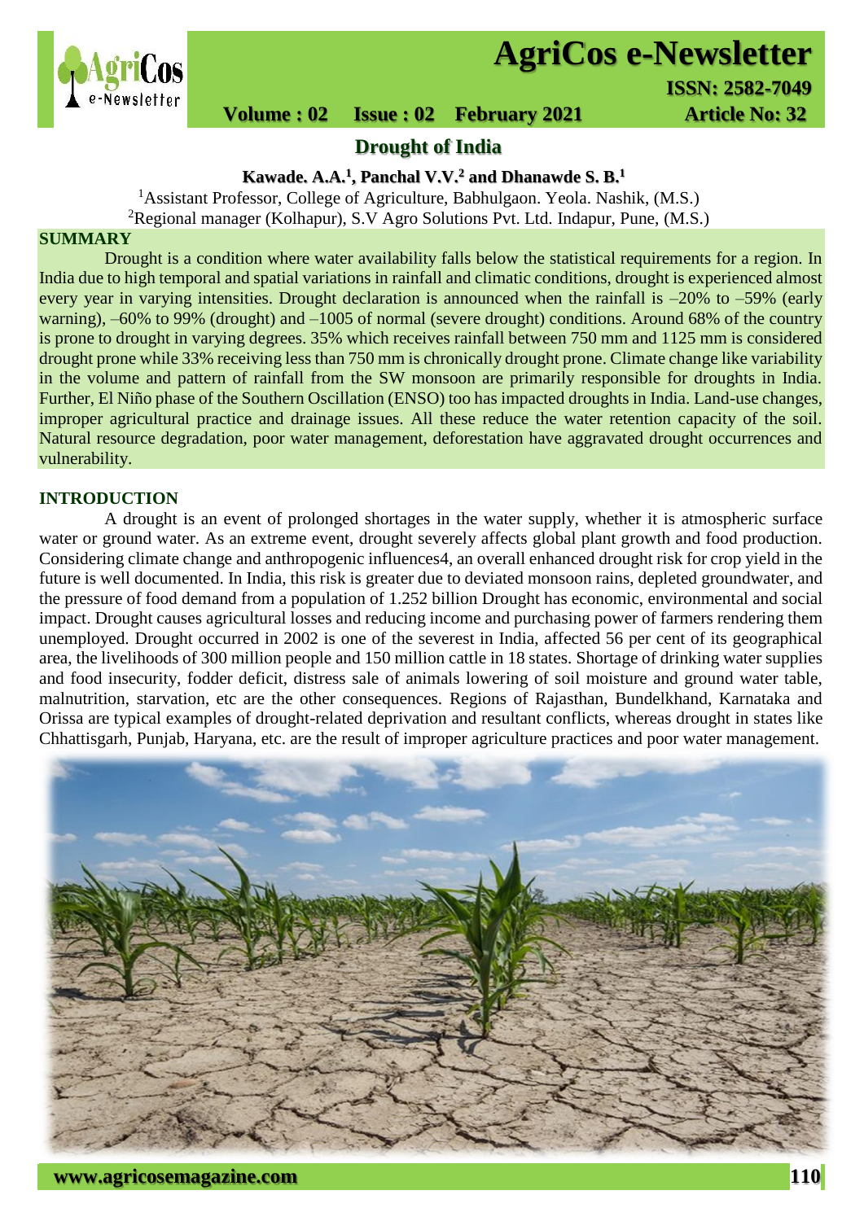# Drought of India

**Kawade. A.A.[1], Panchal V.V.[2] and Dhanawde S. B.[1]**

[1]Assistant Professor, College of Agriculture, Babhulgaon. Yeola. Nashik, (M.S.)

[2]Regional manager (Kolhapur), S.V Agro Solutions Pvt. Ltd. Indapur, Pune, (M.S.)

## SUMMARY

Drought is a condition where water availability falls below the statistical requirements for a region. In India due to high temporal and spatial variations in rainfall and climatic conditions, drought is experienced almost every year in varying intensities. Drought declaration is announced when the rainfall is –20% to –59% (early warning), –60% to 99% (drought) and –1005 of normal (severe drought) conditions. Around 68% of the country is prone to drought in varying degrees. 35% which receives rainfall between 750 mm and 1125 mm is considered drought prone while 33% receiving less than 750 mm is chronically drought prone. Climate change like variability in the volume and pattern of rainfall from the SW monsoon are primarily responsible for droughts in India. Further, El Niño phase of the Southern Oscillation (ENSO) too has impacted droughts in India. Land-use changes, improper agricultural practice and drainage issues. All these reduce the water retention capacity of the soil. Natural resource degradation, poor water management, deforestation have aggravated drought occurrences and vulnerability.

## INTRODUCTION

A drought is an event of prolonged shortages in the water supply, whether it is atmospheric surface water or ground water. As an extreme event, drought severely affects global plant growth and food production. Considering climate change and anthropogenic influences4, an overall enhanced drought risk for crop yield in the future is well documented. In India, this risk is greater due to deviated monsoon rains, depleted groundwater, and the pressure of food demand from a population of 1.252 billion Drought has economic, environmental and social impact. Drought causes agricultural losses and reducing income and purchasing power of farmers rendering them unemployed. Drought occurred in 2002 is one of the severest in India, affected 56 per cent of its geographical area, the livelihoods of 300 million people and 150 million cattle in 18 states. Shortage of drinking water supplies and food insecurity, fodder deficit, distress sale of animals lowering of soil moisture and ground water table, malnutrition, starvation, etc are the other consequences. Regions of Rajasthan, Bundelkhand, Karnataka and Orissa are typical examples of drought-related deprivation and resultant conflicts, whereas drought in states like Chhattisgarh, Punjab, Haryana, etc. are the result of improper agriculture practices and poor water management.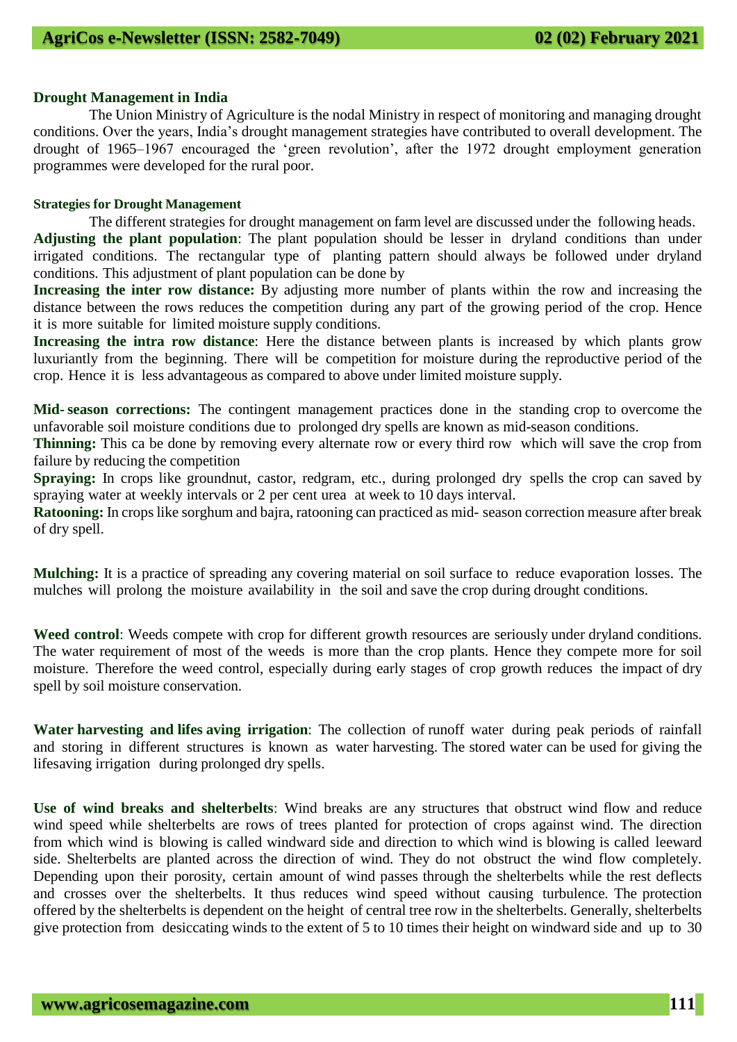## Drought Management in India

The Union Ministry of Agriculture is the nodal Ministry in respect of monitoring and managing drought conditions. Over the years, India's drought management strategies have contributed to overall development. The drought of 1965–1967 encouraged the 'green revolution', after the 1972 drought employment generation programmes were developed for the rural poor.

### Strategies for Drought Management

The different strategies for drought management on farm level are discussed under the following heads.

**Adjusting the plant population**: The plant population should be lesser in dryland conditions than under irrigated conditions. The rectangular type of planting pattern should always be followed under dryland conditions. This adjustment of plant population can be done by

**Increasing the inter row distance:** By adjusting more number of plants within the row and increasing the distance between the rows reduces the competition during any part of the growing period of the crop. Hence it is more suitable for limited moisture supply conditions.

**Increasing the intra row distance**: Here the distance between plants is increased by which plants grow luxuriantly from the beginning. There will be competition for moisture during the reproductive period of the crop. Hence it is less advantageous as compared to above under limited moisture supply.

**Mid- season corrections:** The contingent management practices done in the standing crop to overcome the unfavorable soil moisture conditions due to prolonged dry spells are known as mid-season conditions.

**Thinning:** This ca be done by removing every alternate row or every third row which will save the crop from failure by reducing the competition

**Spraying:** In crops like groundnut, castor, redgram, etc., during prolonged dry spells the crop can saved by spraying water at weekly intervals or 2 per cent urea at week to 10 days interval.

**Ratooning:** In crops like sorghum and bajra, ratooning can practiced as mid- season correction measure after break of dry spell.

**Mulching:** It is a practice of spreading any covering material on soil surface to reduce evaporation losses. The mulches will prolong the moisture availability in the soil and save the crop during drought conditions.

**Weed control**: Weeds compete with crop for different growth resources are seriously under dryland conditions. The water requirement of most of the weeds is more than the crop plants. Hence they compete more for soil moisture. Therefore the weed control, especially during early stages of crop growth reduces the impact of dry spell by soil moisture conservation.

**Water harvesting and lifes aving irrigation**: The collection of runoff water during peak periods of rainfall and storing in different structures is known as water harvesting. The stored water can be used for giving the lifesaving irrigation during prolonged dry spells.

**Use of wind breaks and shelterbelts**: Wind breaks are any structures that obstruct wind flow and reduce wind speed while shelterbelts are rows of trees planted for protection of crops against wind. The direction from which wind is blowing is called windward side and direction to which wind is blowing is called leeward side. Shelterbelts are planted across the direction of wind. They do not obstruct the wind flow completely. Depending upon their porosity, certain amount of wind passes through the shelterbelts while the rest deflects and crosses over the shelterbelts. It thus reduces wind speed without causing turbulence. The protection offered by the shelterbelts is dependent on the height of central tree row in the shelterbelts. Generally, shelterbelts give protection from desiccating winds to the extent of 5 to 10 times their height on windward side and up to 30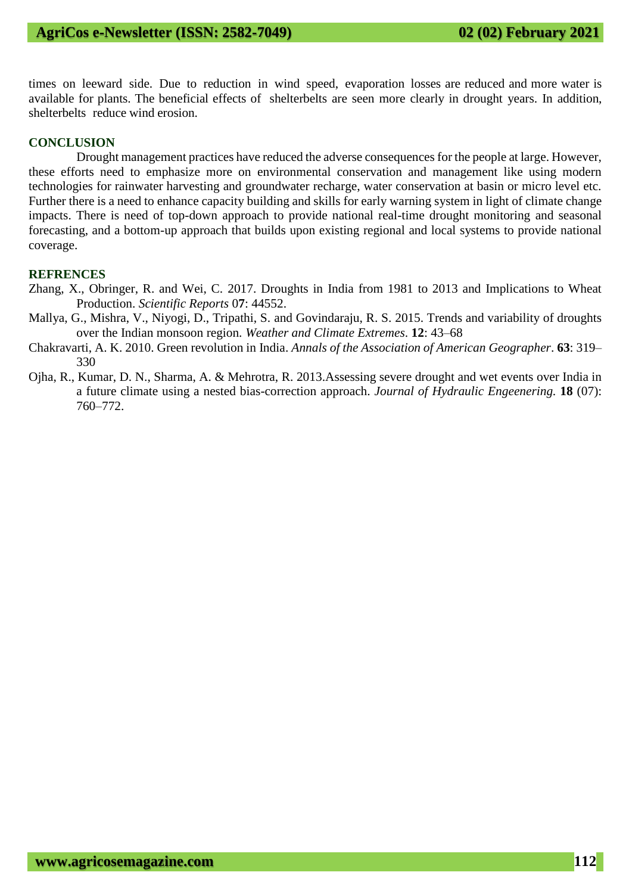times on leeward side. Due to reduction in wind speed, evaporation losses are reduced and more water is available for plants. The beneficial effects of shelterbelts are seen more clearly in drought years. In addition, shelterbelts reduce wind erosion.

## CONCLUSION

Drought management practices have reduced the adverse consequences for the people at large. However, these efforts need to emphasize more on environmental conservation and management like using modern technologies for rainwater harvesting and groundwater recharge, water conservation at basin or micro level etc. Further there is a need to enhance capacity building and skills for early warning system in light of climate change impacts. There is need of top-down approach to provide national real-time drought monitoring and seasonal forecasting, and a bottom-up approach that builds upon existing regional and local systems to provide national coverage.

## REFRENCES

Zhang, X., Obringer, R. and Wei, C. 2017. Droughts in India from 1981 to 2013 and Implications to Wheat Production. *Scientific Reports* 0**7**: 44552.

Mallya, G., Mishra, V., Niyogi, D., Tripathi, S. and Govindaraju, R. S. 2015. Trends and variability of droughts over the Indian monsoon region. *Weather and Climate Extremes*. **12**: 43–68

Chakravarti, A. K. 2010. Green revolution in India. *Annals of the Association of American Geographer*. **63**: 319–330

Ojha, R., Kumar, D. N., Sharma, A. & Mehrotra, R. 2013.Assessing severe drought and wet events over India in a future climate using a nested bias-correction approach. *Journal of Hydraulic Engeenering.* **18** (07): 760–772.